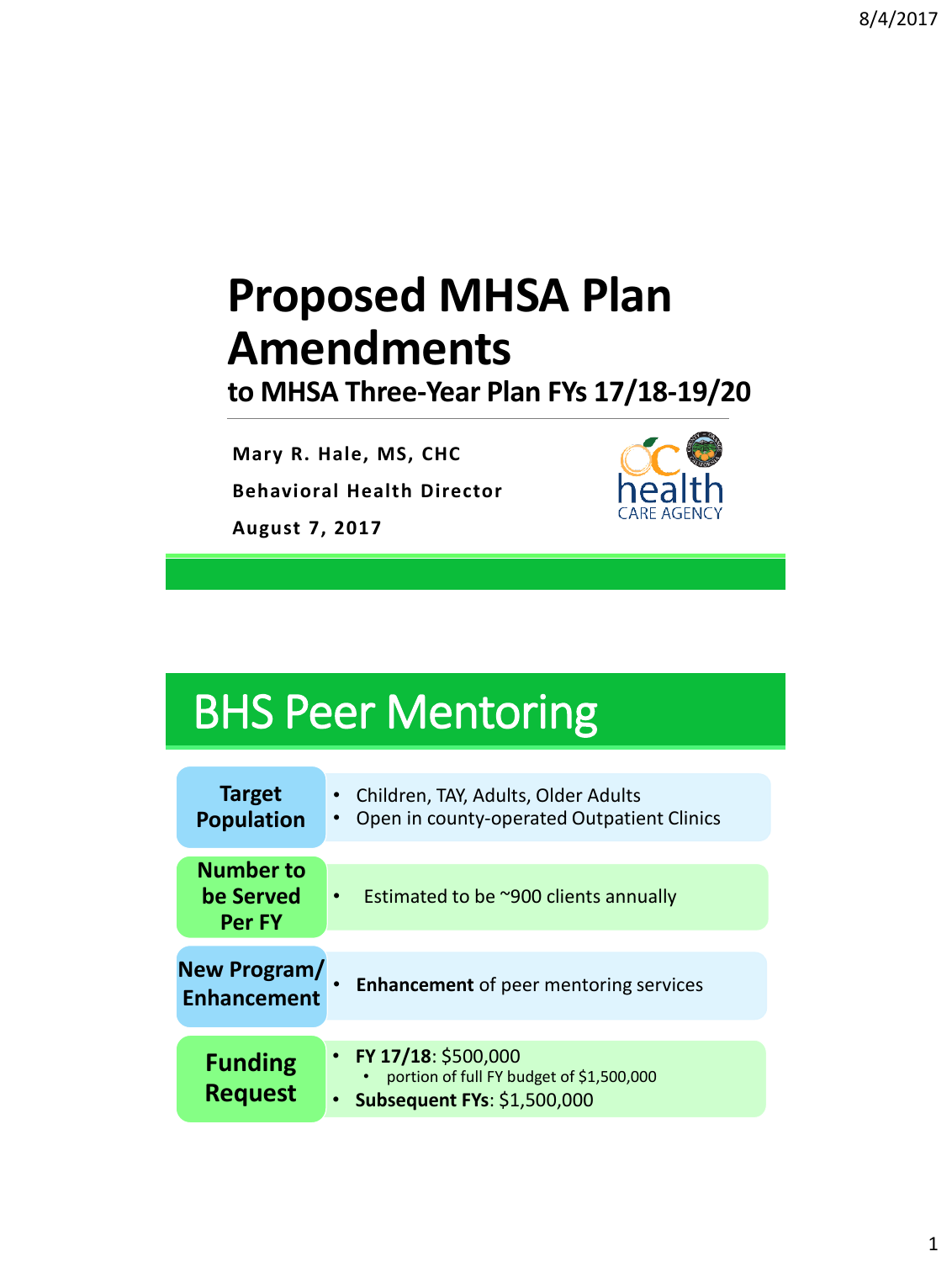# Proposed MHSA Plan Amendments

## to MHSA Three-Year Plan FYs 17/18-19/20

**Mary R. Hale, MS, CHC**

**Behavioral Health Director**

**August 7, 2017**

# BHS Peer Mentoring

| | |
|---|---|
| **Target Population** | • Children, TAY, Adults, Older Adults<br>• Open in county-operated Outpatient Clinics |
| **Number to be Served Per FY** | • Estimated to be ~900 clients annually |
| **New Program/ Enhancement** | • **Enhancement** of peer mentoring services |
| **Funding Request** | • **FY 17/18**: $500,000<br>  • portion of full FY budget of $1,500,000<br>• **Subsequent FYs**: $1,500,000 |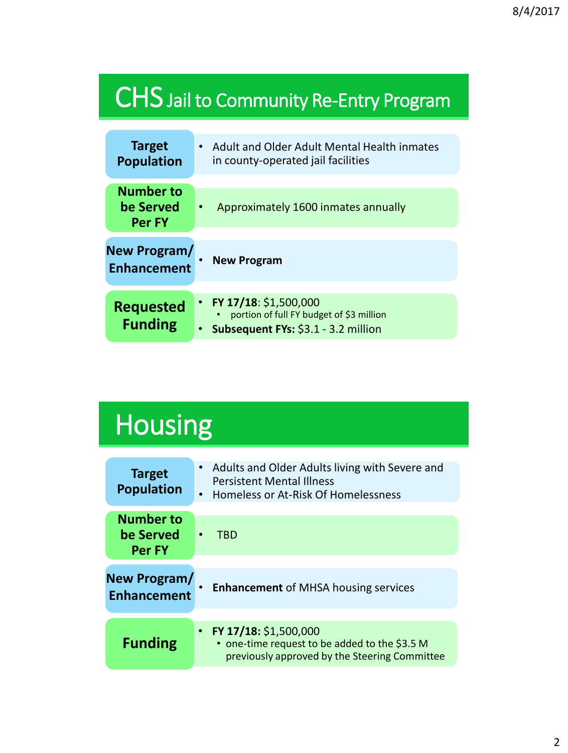# CHS Jail to Community Re-Entry Program

| | |
|---|---|
| **Target Population** | • Adult and Older Adult Mental Health inmates in county-operated jail facilities |
| **Number to be Served Per FY** | • Approximately 1600 inmates annually |
| **New Program/ Enhancement** | • **New Program** |
| **Requested Funding** | • **FY 17/18**: $1,500,000<br>  • portion of full FY budget of $3 million<br>• **Subsequent FYs:** $3.1 - 3.2 million |

# Housing

| | |
|---|---|
| **Target Population** | • Adults and Older Adults living with Severe and Persistent Mental Illness<br>• Homeless or At-Risk Of Homelessness |
| **Number to be Served Per FY** | • TBD |
| **New Program/ Enhancement** | • **Enhancement** of MHSA housing services |
| **Funding** | • **FY 17/18:** $1,500,000<br>  • one-time request to be added to the $3.5 M previously approved by the Steering Committee |